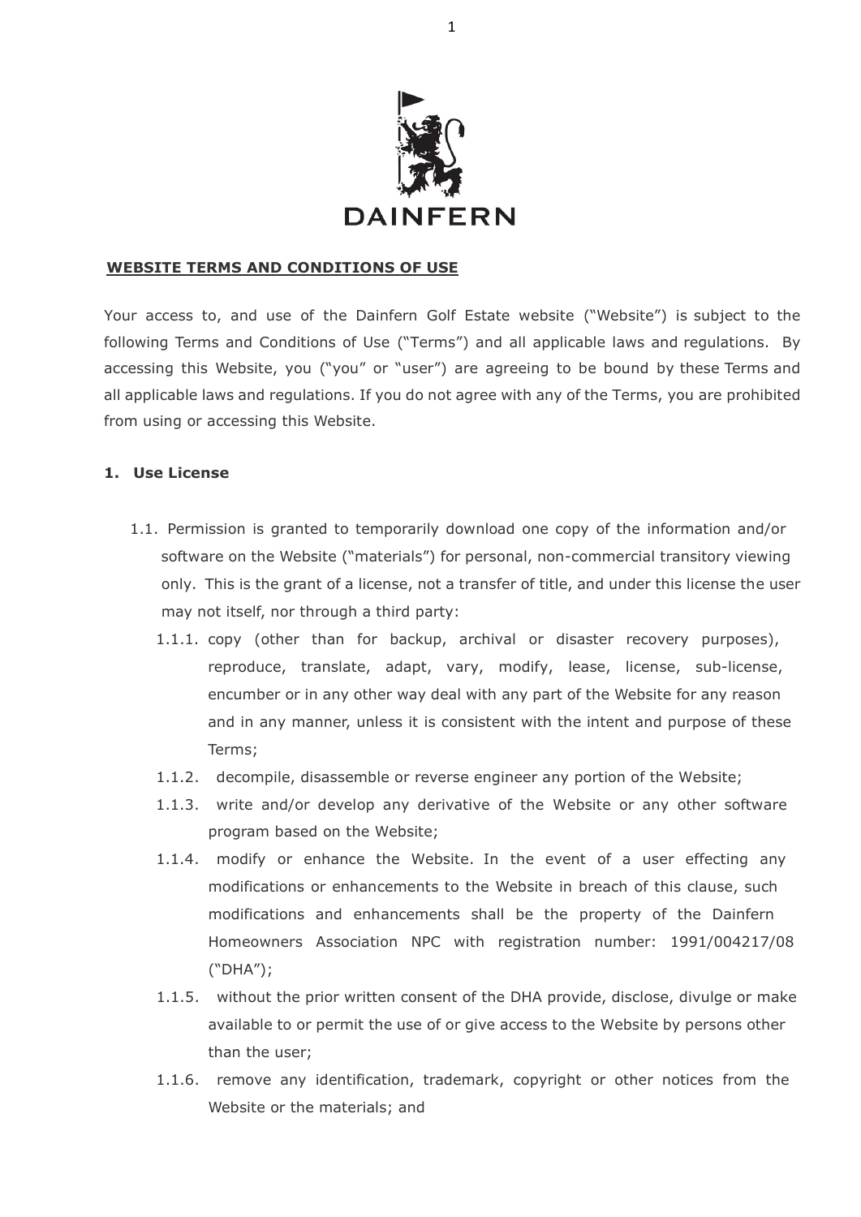DAINFERN

## WEBSITE TERMS AND CONDITIONS OF USE

Your access to, and use of the Dainfern Golf Estate website ("Website") is subject to the following Terms and Conditions of Use ("Terms") and all applicable laws and regulations. By accessing this Website, you ("you" or "user") are agreeing to be bound by these Terms and all applicable laws and regulations. If you do not agree with any of the Terms, you are prohibited from using or accessing this Website.

### 1. Use License

1.1. Permission is granted to temporarily download one copy of the information and/or software on the Website ("materials") for personal, non-commercial transitory viewing only. This is the grant of a license, not a transfer of title, and under this license the user may not itself, nor through a third party:

1.1.1. copy (other than for backup, archival or disaster recovery purposes), reproduce, translate, adapt, vary, modify, lease, license, sub-license, encumber or in any other way deal with any part of the Website for any reason and in any manner, unless it is consistent with the intent and purpose of these Terms;

1.1.2. decompile, disassemble or reverse engineer any portion of the Website;

1.1.3. write and/or develop any derivative of the Website or any other software program based on the Website;

1.1.4. modify or enhance the Website. In the event of a user effecting any modifications or enhancements to the Website in breach of this clause, such modifications and enhancements shall be the property of the Dainfern Homeowners Association NPC with registration number: 1991/004217/08 ("DHA");

1.1.5. without the prior written consent of the DHA provide, disclose, divulge or make available to or permit the use of or give access to the Website by persons other than the user;

1.1.6. remove any identification, trademark, copyright or other notices from the Website or the materials; and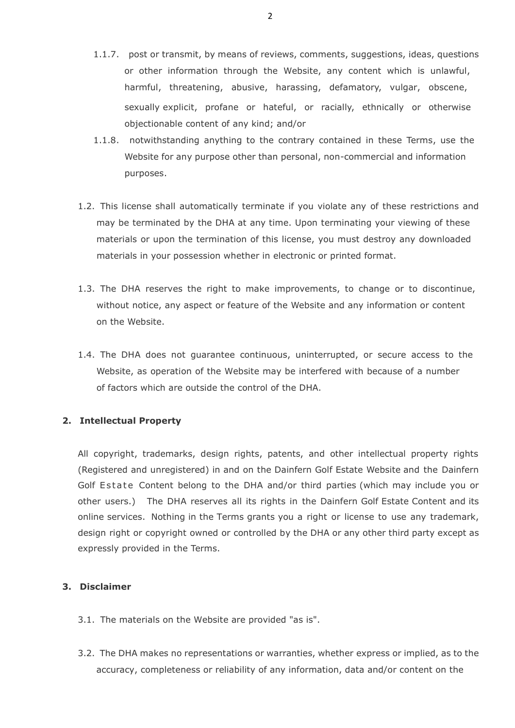1.1.7. post or transmit, by means of reviews, comments, suggestions, ideas, questions or other information through the Website, any content which is unlawful, harmful, threatening, abusive, harassing, defamatory, vulgar, obscene, sexually explicit, profane or hateful, or racially, ethnically or otherwise objectionable content of any kind; and/or

1.1.8. notwithstanding anything to the contrary contained in these Terms, use the Website for any purpose other than personal, non-commercial and information purposes.

1.2. This license shall automatically terminate if you violate any of these restrictions and may be terminated by the DHA at any time. Upon terminating your viewing of these materials or upon the termination of this license, you must destroy any downloaded materials in your possession whether in electronic or printed format.

1.3. The DHA reserves the right to make improvements, to change or to discontinue, without notice, any aspect or feature of the Website and any information or content on the Website.

1.4. The DHA does not guarantee continuous, uninterrupted, or secure access to the Website, as operation of the Website may be interfered with because of a number of factors which are outside the control of the DHA.

## 2. Intellectual Property

All copyright, trademarks, design rights, patents, and other intellectual property rights (Registered and unregistered) in and on the Dainfern Golf Estate Website and the Dainfern Golf Estate Content belong to the DHA and/or third parties (which may include you or other users.) The DHA reserves all its rights in the Dainfern Golf Estate Content and its online services. Nothing in the Terms grants you a right or license to use any trademark, design right or copyright owned or controlled by the DHA or any other third party except as expressly provided in the Terms.

## 3. Disclaimer

3.1. The materials on the Website are provided "as is".

3.2. The DHA makes no representations or warranties, whether express or implied, as to the accuracy, completeness or reliability of any information, data and/or content on the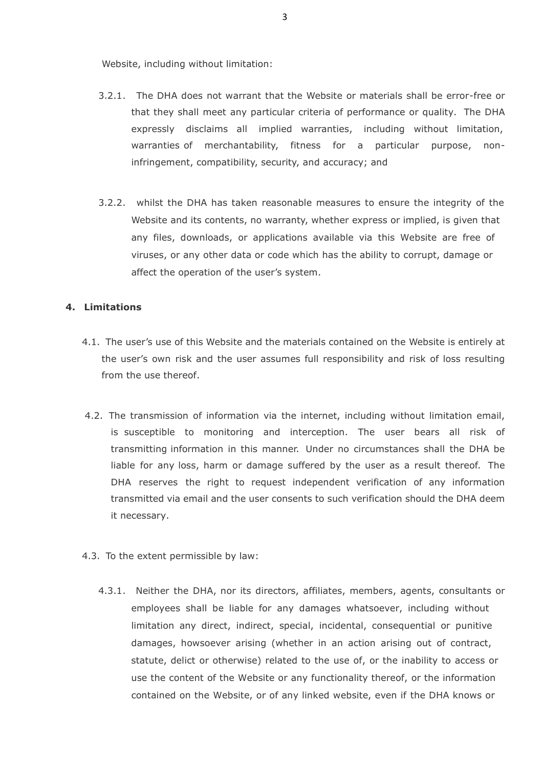Website, including without limitation:

3.2.1. The DHA does not warrant that the Website or materials shall be error-free or that they shall meet any particular criteria of performance or quality. The DHA expressly disclaims all implied warranties, including without limitation, warranties of merchantability, fitness for a particular purpose, non-infringement, compatibility, security, and accuracy; and

3.2.2. whilst the DHA has taken reasonable measures to ensure the integrity of the Website and its contents, no warranty, whether express or implied, is given that any files, downloads, or applications available via this Website are free of viruses, or any other data or code which has the ability to corrupt, damage or affect the operation of the user's system.

## 4. Limitations

4.1. The user's use of this Website and the materials contained on the Website is entirely at the user's own risk and the user assumes full responsibility and risk of loss resulting from the use thereof.

4.2. The transmission of information via the internet, including without limitation email, is susceptible to monitoring and interception. The user bears all risk of transmitting information in this manner. Under no circumstances shall the DHA be liable for any loss, harm or damage suffered by the user as a result thereof. The DHA reserves the right to request independent verification of any information transmitted via email and the user consents to such verification should the DHA deem it necessary.

4.3. To the extent permissible by law:

4.3.1. Neither the DHA, nor its directors, affiliates, members, agents, consultants or employees shall be liable for any damages whatsoever, including without limitation any direct, indirect, special, incidental, consequential or punitive damages, howsoever arising (whether in an action arising out of contract, statute, delict or otherwise) related to the use of, or the inability to access or use the content of the Website or any functionality thereof, or the information contained on the Website, or of any linked website, even if the DHA knows or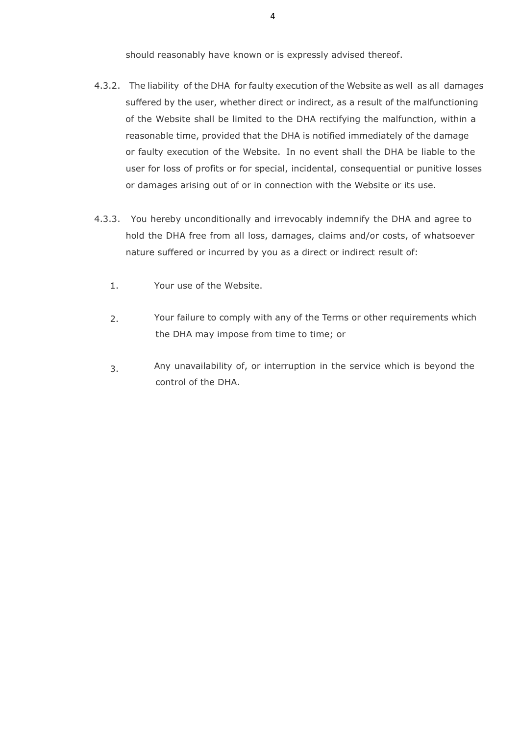should reasonably have known or is expressly advised thereof.

4.3.2. The liability of the DHA for faulty execution of the Website as well as all damages suffered by the user, whether direct or indirect, as a result of the malfunctioning of the Website shall be limited to the DHA rectifying the malfunction, within a reasonable time, provided that the DHA is notified immediately of the damage or faulty execution of the Website. In no event shall the DHA be liable to the user for loss of profits or for special, incidental, consequential or punitive losses or damages arising out of or in connection with the Website or its use.

4.3.3. You hereby unconditionally and irrevocably indemnify the DHA and agree to hold the DHA free from all loss, damages, claims and/or costs, of whatsoever nature suffered or incurred by you as a direct or indirect result of:

1. Your use of the Website.
2. Your failure to comply with any of the Terms or other requirements which the DHA may impose from time to time; or
3. Any unavailability of, or interruption in the service which is beyond the control of the DHA.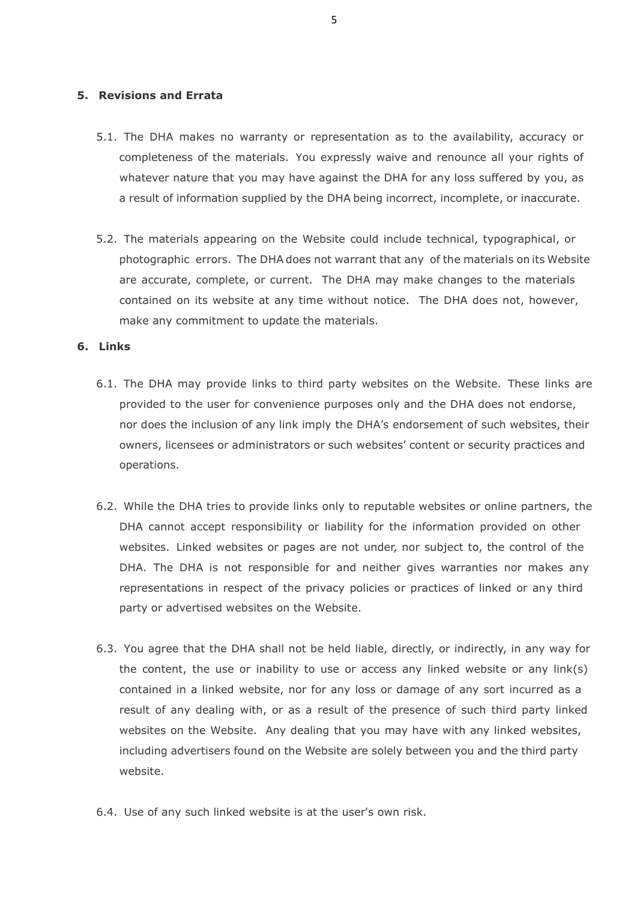## 5. Revisions and Errata

5.1. The DHA makes no warranty or representation as to the availability, accuracy or completeness of the materials. You expressly waive and renounce all your rights of whatever nature that you may have against the DHA for any loss suffered by you, as a result of information supplied by the DHA being incorrect, incomplete, or inaccurate.

5.2. The materials appearing on the Website could include technical, typographical, or photographic errors. The DHA does not warrant that any of the materials on its Website are accurate, complete, or current. The DHA may make changes to the materials contained on its website at any time without notice. The DHA does not, however, make any commitment to update the materials.

## 6. Links

6.1. The DHA may provide links to third party websites on the Website. These links are provided to the user for convenience purposes only and the DHA does not endorse, nor does the inclusion of any link imply the DHA's endorsement of such websites, their owners, licensees or administrators or such websites' content or security practices and operations.

6.2. While the DHA tries to provide links only to reputable websites or online partners, the DHA cannot accept responsibility or liability for the information provided on other websites. Linked websites or pages are not under, nor subject to, the control of the DHA. The DHA is not responsible for and neither gives warranties nor makes any representations in respect of the privacy policies or practices of linked or any third party or advertised websites on the Website.

6.3. You agree that the DHA shall not be held liable, directly, or indirectly, in any way for the content, the use or inability to use or access any linked website or any link(s) contained in a linked website, nor for any loss or damage of any sort incurred as a result of any dealing with, or as a result of the presence of such third party linked websites on the Website. Any dealing that you may have with any linked websites, including advertisers found on the Website are solely between you and the third party website.

6.4. Use of any such linked website is at the user's own risk.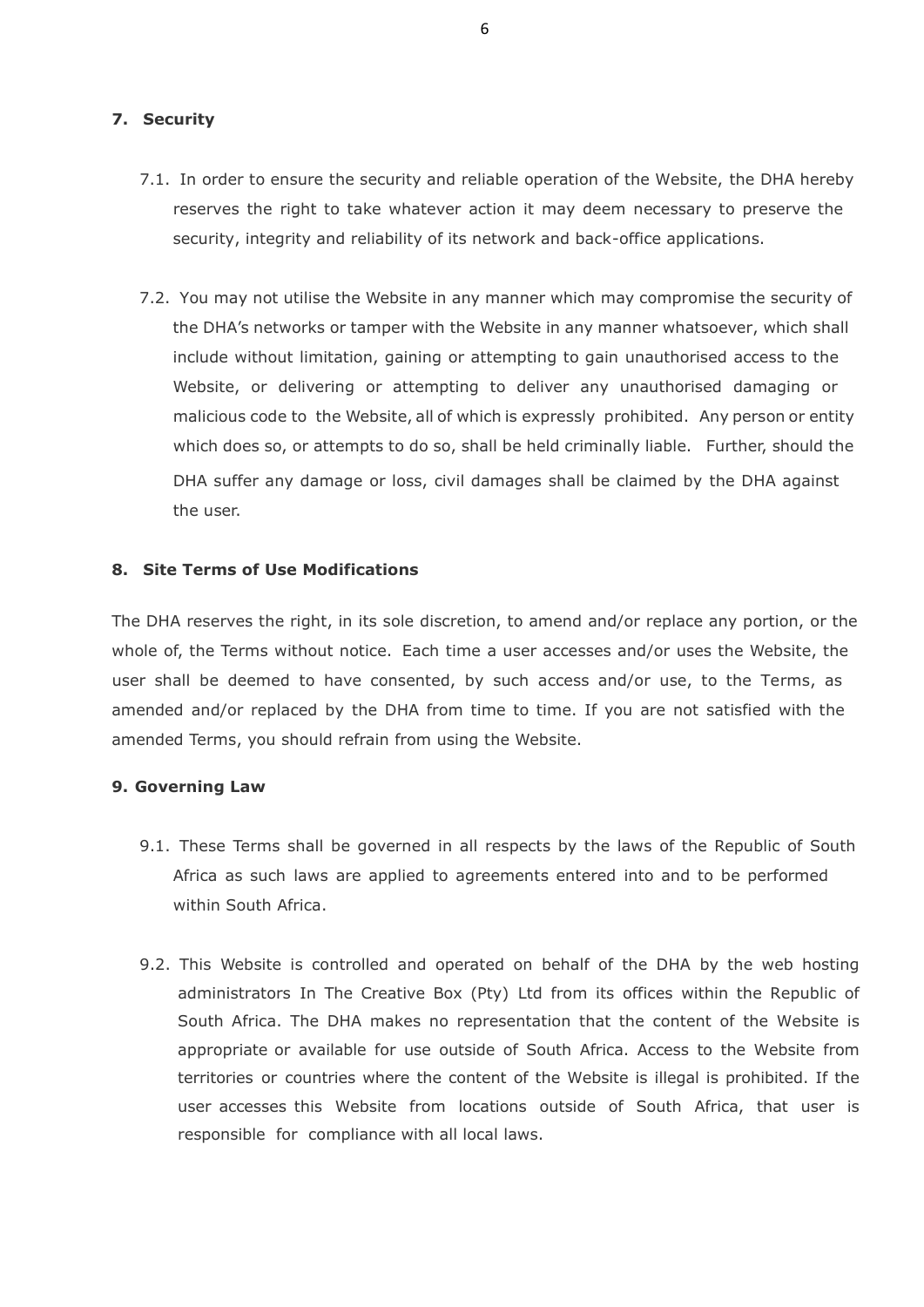## 7. Security

7.1. In order to ensure the security and reliable operation of the Website, the DHA hereby reserves the right to take whatever action it may deem necessary to preserve the security, integrity and reliability of its network and back-office applications.

7.2. You may not utilise the Website in any manner which may compromise the security of the DHA's networks or tamper with the Website in any manner whatsoever, which shall include without limitation, gaining or attempting to gain unauthorised access to the Website, or delivering or attempting to deliver any unauthorised damaging or malicious code to the Website, all of which is expressly prohibited. Any person or entity which does so, or attempts to do so, shall be held criminally liable. Further, should the DHA suffer any damage or loss, civil damages shall be claimed by the DHA against the user.

## 8. Site Terms of Use Modifications

The DHA reserves the right, in its sole discretion, to amend and/or replace any portion, or the whole of, the Terms without notice. Each time a user accesses and/or uses the Website, the user shall be deemed to have consented, by such access and/or use, to the Terms, as amended and/or replaced by the DHA from time to time. If you are not satisfied with the amended Terms, you should refrain from using the Website.

## 9. Governing Law

9.1. These Terms shall be governed in all respects by the laws of the Republic of South Africa as such laws are applied to agreements entered into and to be performed within South Africa.

9.2. This Website is controlled and operated on behalf of the DHA by the web hosting administrators In The Creative Box (Pty) Ltd from its offices within the Republic of South Africa. The DHA makes no representation that the content of the Website is appropriate or available for use outside of South Africa. Access to the Website from territories or countries where the content of the Website is illegal is prohibited. If the user accesses this Website from locations outside of South Africa, that user is responsible for compliance with all local laws.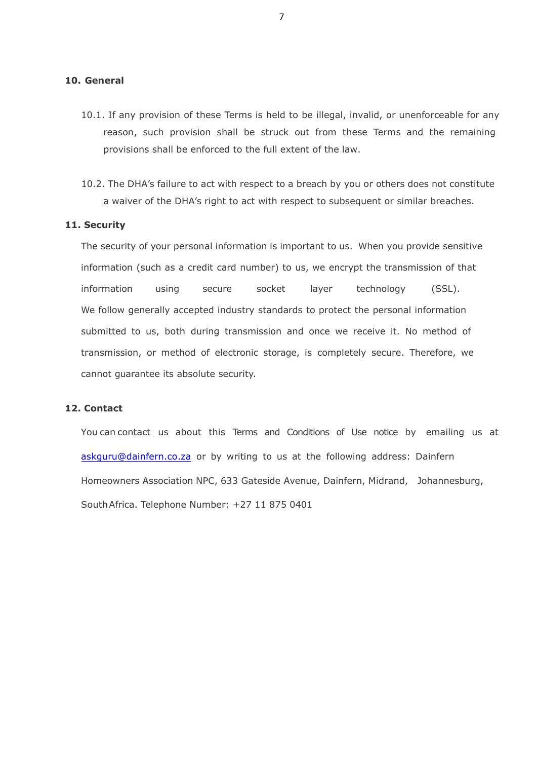## 10. General

10.1. If any provision of these Terms is held to be illegal, invalid, or unenforceable for any reason, such provision shall be struck out from these Terms and the remaining provisions shall be enforced to the full extent of the law.

10.2. The DHA's failure to act with respect to a breach by you or others does not constitute a waiver of the DHA's right to act with respect to subsequent or similar breaches.

## 11. Security

The security of your personal information is important to us. When you provide sensitive information (such as a credit card number) to us, we encrypt the transmission of that information using secure socket layer technology (SSL). We follow generally accepted industry standards to protect the personal information submitted to us, both during transmission and once we receive it. No method of transmission, or method of electronic storage, is completely secure. Therefore, we cannot guarantee its absolute security.

## 12. Contact

You can contact us about this Terms and Conditions of Use notice by emailing us at askguru@dainfern.co.za or by writing to us at the following address: Dainfern Homeowners Association NPC, 633 Gateside Avenue, Dainfern, Midrand, Johannesburg, South Africa. Telephone Number: +27 11 875 0401